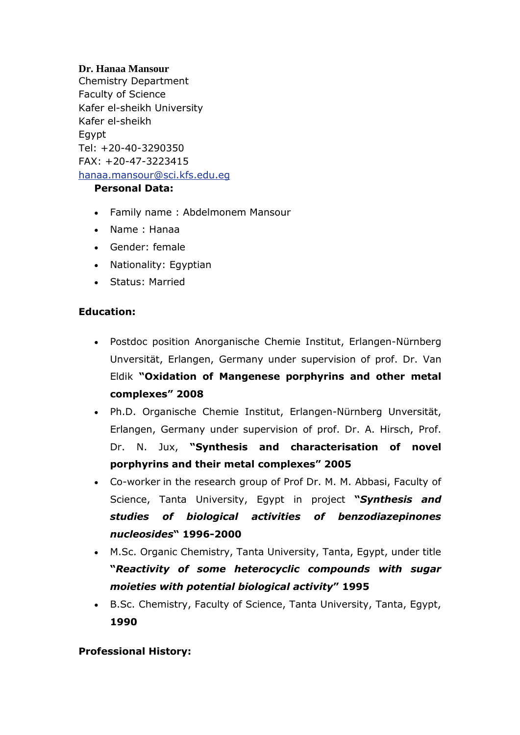**Dr. Hanaa Mansour**
Chemistry Department
Faculty of Science
Kafer el-sheikh University
Kafer el-sheikh
Egypt
Tel: +20-40-3290350
FAX: +20-47-3223415
hanaa.mansour@sci.kfs.edu.eg

**Personal Data:**

- Family name : Abdelmonem Mansour
- Name : Hanaa
- Gender: female
- Nationality: Egyptian
- Status: Married

**Education:**

- Postdoc position Anorganische Chemie Institut, Erlangen-Nürnberg Unversität, Erlangen, Germany under supervision of prof. Dr. Van Eldik **"Oxidation of Mangenese porphyrins and other metal complexes" 2008**
- Ph.D. Organische Chemie Institut, Erlangen-Nürnberg Unversität, Erlangen, Germany under supervision of prof. Dr. A. Hirsch, Prof. Dr. N. Jux, **"Synthesis and characterisation of novel porphyrins and their metal complexes" 2005**
- Co-worker in the research group of Prof Dr. M. M. Abbasi, Faculty of Science, Tanta University, Egypt in project **"*Synthesis and studies of biological activities of benzodiazepinones nucleosides*" 1996-2000**
- M.Sc. Organic Chemistry, Tanta University, Tanta, Egypt, under title **"*Reactivity of some heterocyclic compounds with sugar moieties with potential biological activity*" 1995**
- B.Sc. Chemistry, Faculty of Science, Tanta University, Tanta, Egypt, **1990**

**Professional History:**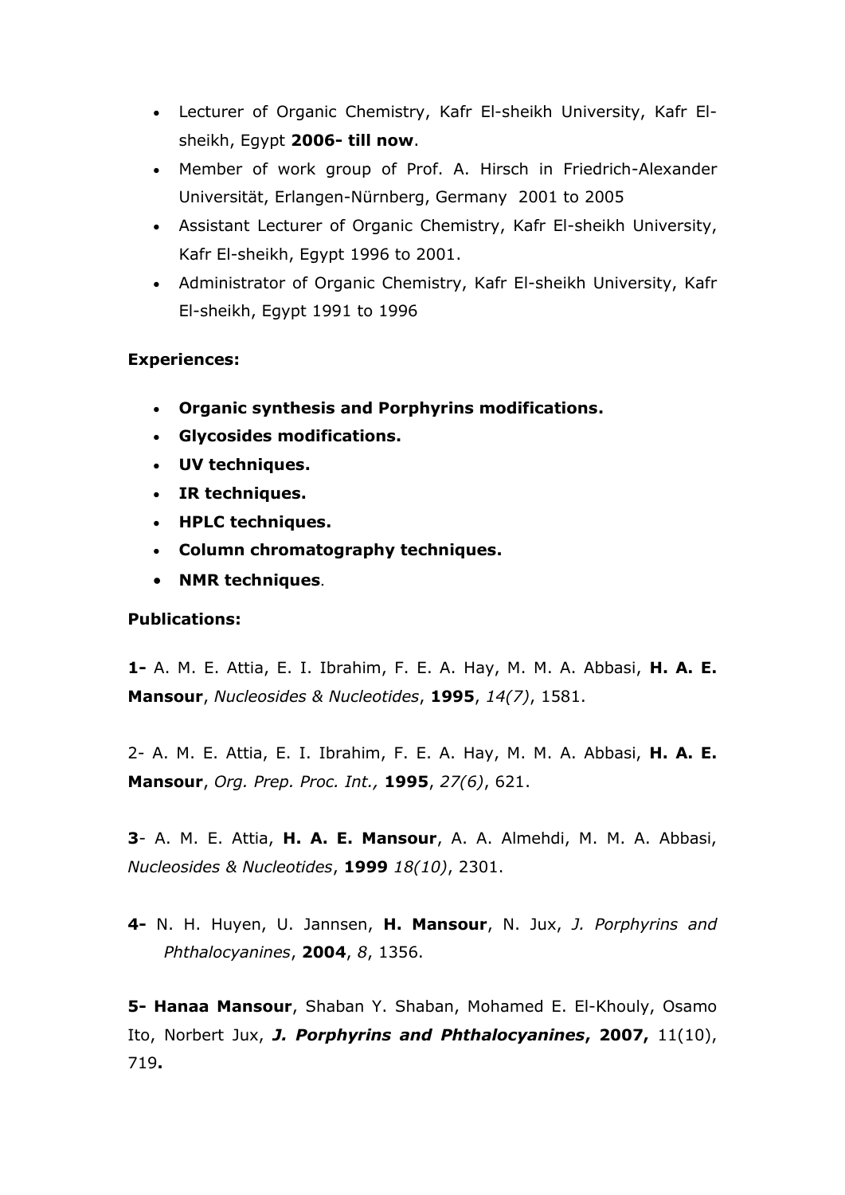- Lecturer of Organic Chemistry, Kafr El-sheikh University, Kafr El-sheikh, Egypt **2006- till now**.
- Member of work group of Prof. A. Hirsch in Friedrich-Alexander Universität, Erlangen-Nürnberg, Germany 2001 to 2005
- Assistant Lecturer of Organic Chemistry, Kafr El-sheikh University, Kafr El-sheikh, Egypt 1996 to 2001.
- Administrator of Organic Chemistry, Kafr El-sheikh University, Kafr El-sheikh, Egypt 1991 to 1996

**Experiences:**

- **Organic synthesis and Porphyrins modifications.**
- **Glycosides modifications.**
- **UV techniques.**
- **IR techniques.**
- **HPLC techniques.**
- **Column chromatography techniques.**
- **NMR techniques**.

**Publications:**

**1-** A. M. E. Attia, E. I. Ibrahim, F. E. A. Hay, M. M. A. Abbasi, **H. A. E. Mansour**, *Nucleosides & Nucleotides*, **1995**, *14(7)*, 1581.

2- A. M. E. Attia, E. I. Ibrahim, F. E. A. Hay, M. M. A. Abbasi, **H. A. E. Mansour**, *Org. Prep. Proc. Int.,* **1995**, *27(6)*, 621.

**3**- A. M. E. Attia, **H. A. E. Mansour**, A. A. Almehdi, M. M. A. Abbasi, *Nucleosides & Nucleotides*, **1999** *18(10)*, 2301.

**4-** N. H. Huyen, U. Jannsen, **H. Mansour**, N. Jux, *J. Porphyrins and Phthalocyanines*, **2004**, *8*, 1356.

**5- Hanaa Mansour**, Shaban Y. Shaban, Mohamed E. El-Khouly, Osamo Ito, Norbert Jux, ***J. Porphyrins and Phthalocyanines*, 2007,** 11(10), 719**.**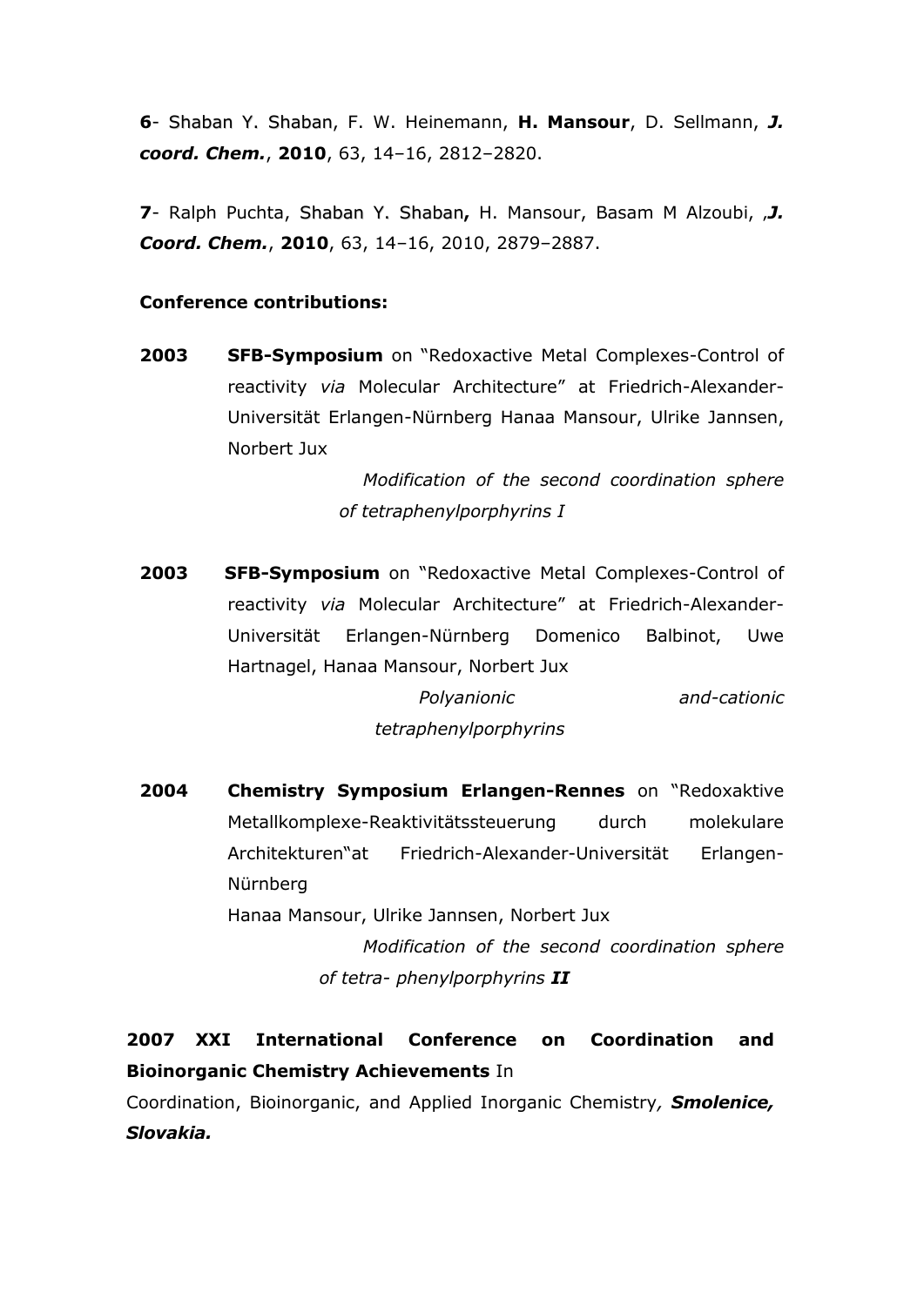**6**- Shaban Y. Shaban, F. W. Heinemann, **H. Mansour**, D. Sellmann, ***J. coord. Chem.***, **2010**, 63, 14–16, 2812–2820.

**7**- Ralph Puchta, Shaban Y. Shaban**,** H. Mansour, Basam M Alzoubi, ,***J. Coord. Chem.***, **2010**, 63, 14–16, 2010, 2879–2887.

**Conference contributions:**

**2003** **SFB-Symposium** on "Redoxactive Metal Complexes-Control of reactivity *via* Molecular Architecture" at Friedrich-Alexander-Universität Erlangen-Nürnberg Hanaa Mansour, Ulrike Jannsen, Norbert Jux

*Modification of the second coordination sphere of tetraphenylporphyrins I*

**2003** **SFB-Symposium** on "Redoxactive Metal Complexes-Control of reactivity *via* Molecular Architecture" at Friedrich-Alexander-Universität Erlangen-Nürnberg Domenico Balbinot, Uwe Hartnagel, Hanaa Mansour, Norbert Jux

*Polyanionic and-cationic tetraphenylporphyrins*

**2004** **Chemistry Symposium Erlangen-Rennes** on "Redoxaktive Metallkomplexe-Reaktivitätssteuerung durch molekulare Architekturen"at Friedrich-Alexander-Universität Erlangen-Nürnberg

Hanaa Mansour, Ulrike Jannsen, Norbert Jux

*Modification of the second coordination sphere of tetra- phenylporphyrins **II***

**2007 XXI International Conference on Coordination and Bioinorganic Chemistry Achievements** In Coordination, Bioinorganic, and Applied Inorganic Chemistry*, **Smolenice, Slovakia.***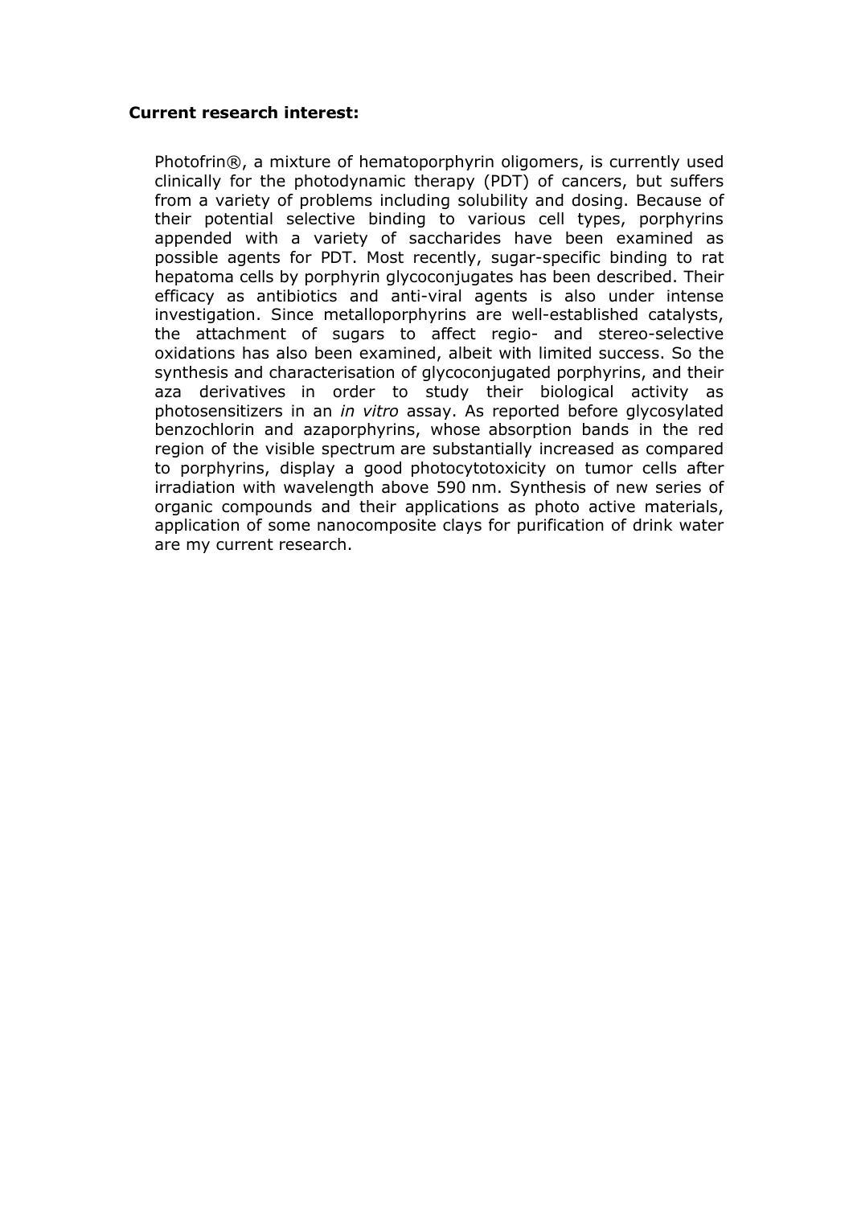**Current research interest:**

Photofrin®, a mixture of hematoporphyrin oligomers, is currently used clinically for the photodynamic therapy (PDT) of cancers, but suffers from a variety of problems including solubility and dosing. Because of their potential selective binding to various cell types, porphyrins appended with a variety of saccharides have been examined as possible agents for PDT. Most recently, sugar-specific binding to rat hepatoma cells by porphyrin glycoconjugates has been described. Their efficacy as antibiotics and anti-viral agents is also under intense investigation. Since metalloporphyrins are well-established catalysts, the attachment of sugars to affect regio- and stereo-selective oxidations has also been examined, albeit with limited success. So the synthesis and characterisation of glycoconjugated porphyrins, and their aza derivatives in order to study their biological activity as photosensitizers in an *in vitro* assay. As reported before glycosylated benzochlorin and azaporphyrins, whose absorption bands in the red region of the visible spectrum are substantially increased as compared to porphyrins, display a good photocytotoxicity on tumor cells after irradiation with wavelength above 590 nm. Synthesis of new series of organic compounds and their applications as photo active materials, application of some nanocomposite clays for purification of drink water are my current research.